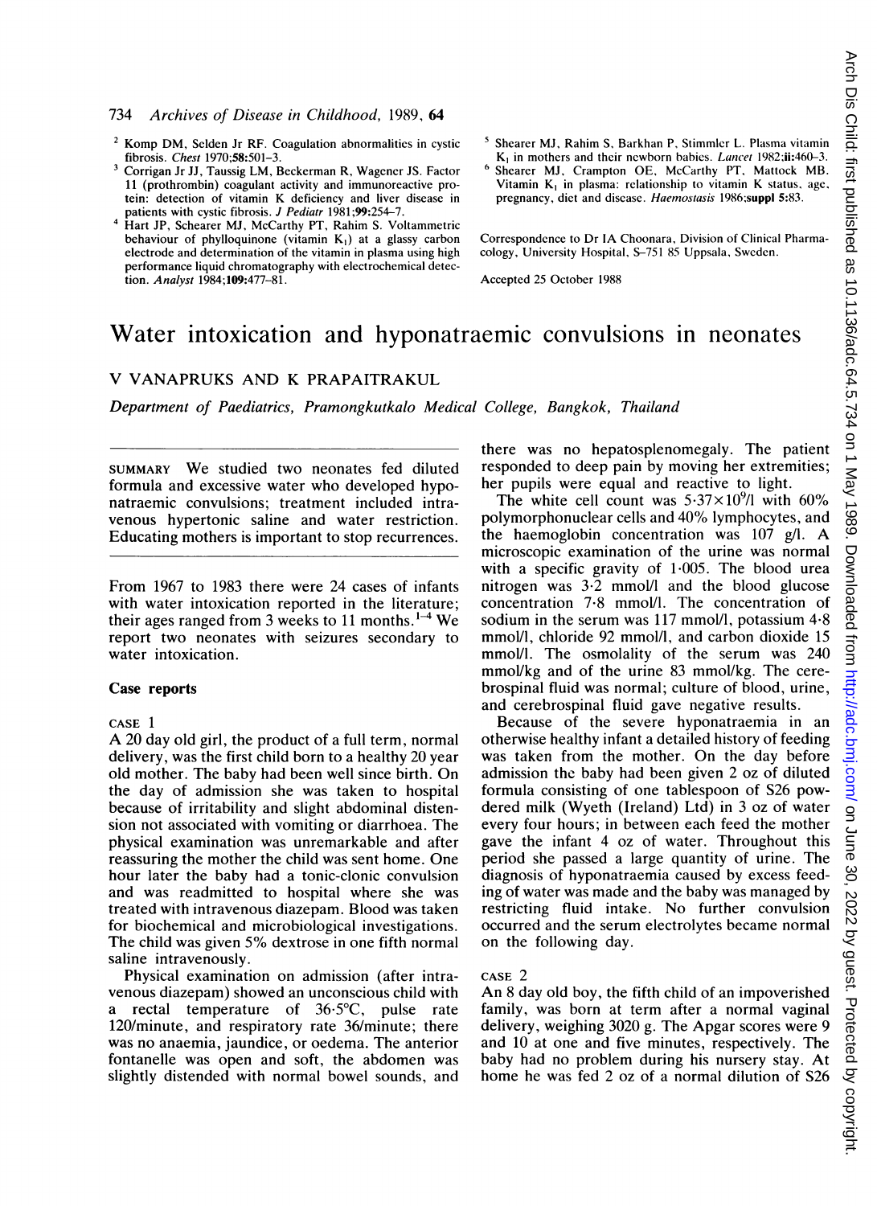[2] Komp DM, Selden Jr RF. Coagulation abnormalities in cystic fibrosis. *Chest* 1970;**58**:501–3.

[3] Corrigan Jr JJ, Taussig LM, Beckerman R, Wagener JS. Factor 11 (prothrombin) coagulant activity and immunoreactive protein: detection of vitamin K deficiency and liver disease in patients with cystic fibrosis. *J Pediatr* 1981;**99**:254–7.

[4] Hart JP, Schearer MJ, McCarthy PT, Rahim S. Voltammetric behaviour of phylloquinone (vitamin $K_1$) at a glassy carbon electrode and determination of the vitamin in plasma using high performance liquid chromatography with electrochemical detection. *Analyst* 1984;**109**:477–81.

[5] Shearer MJ, Rahim S, Barkhan P, Stimmler L. Plasma vitamin $K_1$ in mothers and their newborn babies. *Lancet* 1982;**ii**:460–3.

[6] Shearer MJ, Crampton OE, McCarthy PT, Mattock MB. Vitamin $K_1$ in plasma: relationship to vitamin K status, age, pregnancy, diet and disease. *Haemostasis* 1986;**suppl 5**:83.

Correspondence to Dr IA Choonara, Division of Clinical Pharmacology, University Hospital, S-751 85 Uppsala, Sweden.

Accepted 25 October 1988

# Water intoxication and hyponatraemic convulsions in neonates

V VANAPRUKS AND K PRAPAITRAKUL

*Department of Paediatrics, Pramongkutkalo Medical College, Bangkok, Thailand*

SUMMARY We studied two neonates fed diluted formula and excessive water who developed hyponatraemic convulsions; treatment included intravenous hypertonic saline and water restriction. Educating mothers is important to stop recurrences.

From 1967 to 1983 there were 24 cases of infants with water intoxication reported in the literature; their ages ranged from 3 weeks to 11 months.[1–4] We report two neonates with seizures secondary to water intoxication.

## Case reports

### CASE 1

A 20 day old girl, the product of a full term, normal delivery, was the first child born to a healthy 20 year old mother. The baby had been well since birth. On the day of admission she was taken to hospital because of irritability and slight abdominal distension not associated with vomiting or diarrhoea. The physical examination was unremarkable and after reassuring the mother the child was sent home. One hour later the baby had a tonic-clonic convulsion and was readmitted to hospital where she was treated with intravenous diazepam. Blood was taken for biochemical and microbiological investigations. The child was given 5% dextrose in one fifth normal saline intravenously.

Physical examination on admission (after intravenous diazepam) showed an unconscious child with a rectal temperature of 36·5°C, pulse rate 120/minute, and respiratory rate 36/minute; there was no anaemia, jaundice, or oedema. The anterior fontanelle was open and soft, the abdomen was slightly distended with normal bowel sounds, and there was no hepatosplenomegaly. The patient responded to deep pain by moving her extremities; her pupils were equal and reactive to light.

The white cell count was $5{\cdot}37\times10^9$/l with 60% polymorphonuclear cells and 40% lymphocytes, and the haemoglobin concentration was 107 g/l. A microscopic examination of the urine was normal with a specific gravity of 1·005. The blood urea nitrogen was 3·2 mmol/l and the blood glucose concentration 7·8 mmol/l. The concentration of sodium in the serum was 117 mmol/l, potassium 4·8 mmol/l, chloride 92 mmol/l, and carbon dioxide 15 mmol/l. The osmolality of the serum was 240 mmol/kg and of the urine 83 mmol/kg. The cerebrospinal fluid was normal; culture of blood, urine, and cerebrospinal fluid gave negative results.

Because of the severe hyponatraemia in an otherwise healthy infant a detailed history of feeding was taken from the mother. On the day before admission the baby had been given 2 oz of diluted formula consisting of one tablespoon of S26 powdered milk (Wyeth (Ireland) Ltd) in 3 oz of water every four hours; in between each feed the mother gave the infant 4 oz of water. Throughout this period she passed a large quantity of urine. The diagnosis of hyponatraemia caused by excess feeding of water was made and the baby was managed by restricting fluid intake. No further convulsion occurred and the serum electrolytes became normal on the following day.

### CASE 2

An 8 day old boy, the fifth child of an impoverished family, was born at term after a normal vaginal delivery, weighing 3020 g. The Apgar scores were 9 and 10 at one and five minutes, respectively. The baby had no problem during his nursery stay. At home he was fed 2 oz of a normal dilution of S26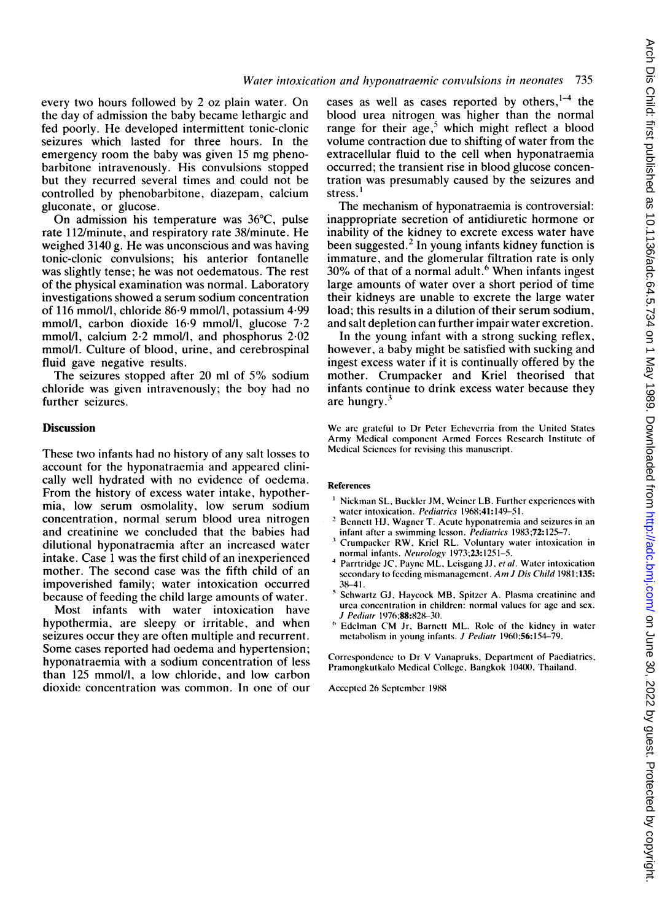every two hours followed by 2 oz plain water. On the day of admission the baby became lethargic and fed poorly. He developed intermittent tonic-clonic seizures which lasted for three hours. In the emergency room the baby was given 15 mg phenobarbitone intravenously. His convulsions stopped but they recurred several times and could not be controlled by phenobarbitone, diazepam, calcium gluconate, or glucose.

On admission his temperature was 36°C, pulse rate 112/minute, and respiratory rate 38/minute. He weighed 3140 g. He was unconscious and was having tonic-clonic convulsions; his anterior fontanelle was slightly tense; he was not oedematous. The rest of the physical examination was normal. Laboratory investigations showed a serum sodium concentration of 116 mmol/l, chloride 86·9 mmol/l, potassium 4·99 mmol/l, carbon dioxide 16·9 mmol/l, glucose 7·2 mmol/l, calcium 2·2 mmol/l, and phosphorus 2·02 mmol/l. Culture of blood, urine, and cerebrospinal fluid gave negative results.

The seizures stopped after 20 ml of 5% sodium chloride was given intravenously; the boy had no further seizures.

## Discussion

These two infants had no history of any salt losses to account for the hyponatraemia and appeared clinically well hydrated with no evidence of oedema. From the history of excess water intake, hypothermia, low serum osmolality, low serum sodium concentration, normal serum blood urea nitrogen and creatinine we concluded that the babies had dilutional hyponatraemia after an increased water intake. Case 1 was the first child of an inexperienced mother. The second case was the fifth child of an impoverished family; water intoxication occurred because of feeding the child large amounts of water.

Most infants with water intoxication have hypothermia, are sleepy or irritable, and when seizures occur they are often multiple and recurrent. Some cases reported had oedema and hypertension; hyponatraemia with a sodium concentration of less than 125 mmol/l, a low chloride, and low carbon dioxide concentration was common. In one of our cases as well as cases reported by others,[1–4] the blood urea nitrogen was higher than the normal range for their age,[5] which might reflect a blood volume contraction due to shifting of water from the extracellular fluid to the cell when hyponatraemia occurred; the transient rise in blood glucose concentration was presumably caused by the seizures and stress.[1]

The mechanism of hyponatraemia is controversial: inappropriate secretion of antidiuretic hormone or inability of the kidney to excrete excess water have been suggested.[2] In young infants kidney function is immature, and the glomerular filtration rate is only 30% of that of a normal adult.[6] When infants ingest large amounts of water over a short period of time their kidneys are unable to excrete the large water load; this results in a dilution of their serum sodium, and salt depletion can further impair water excretion.

In the young infant with a strong sucking reflex, however, a baby might be satisfied with sucking and ingest excess water if it is continually offered by the mother. Crumpacker and Kriel theorised that infants continue to drink excess water because they are hungry.[3]

We are grateful to Dr Peter Echeverria from the United States Army Medical component Armed Forces Research Institute of Medical Sciences for revising this manuscript.

### References

1. Nickman SL, Buckler JM, Weiner LB. Further experiences with water intoxication. *Pediatrics* 1968;**41**:149–51.
2. Bennett HJ, Wagner T. Acute hyponatremia and seizures in an infant after a swimming lesson. *Pediatrics* 1983;**72**:125–7.
3. Crumpacker RW, Kriel RL. Voluntary water intoxication in normal infants. *Neurology* 1973;**23**:1251–5.
4. Parrtridge JC, Payne ML, Leisgang JJ, *et al*. Water intoxication secondary to feeding mismanagement. *Am J Dis Child* 1981;**135**: 38–41.
5. Schwartz GJ, Haycock MB, Spitzer A. Plasma creatinine and urea concentration in children: normal values for age and sex. *J Pediatr* 1976;**88**:828–30.
6. Edelman CM Jr, Barnett ML. Role of the kidney in water metabolism in young infants. *J Pediatr* 1960;**56**:154–79.

Correspondence to Dr V Vanapruks, Department of Paediatrics, Pramongkutkalo Medical College, Bangkok 10400, Thailand.

Accepted 26 September 1988